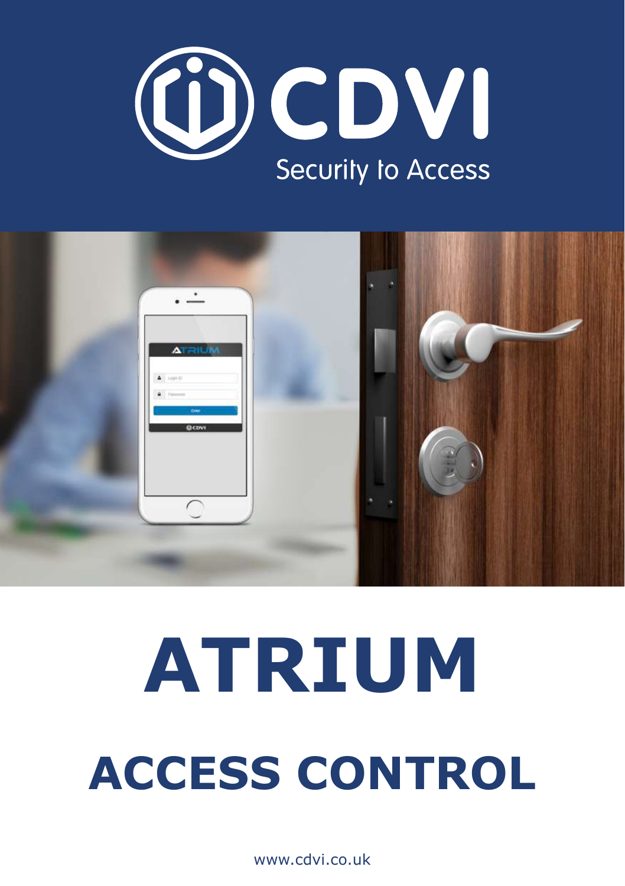CDVI

Security to Access

# ATRIUM

## ACCESS CONTROL

www.cdvi.co.uk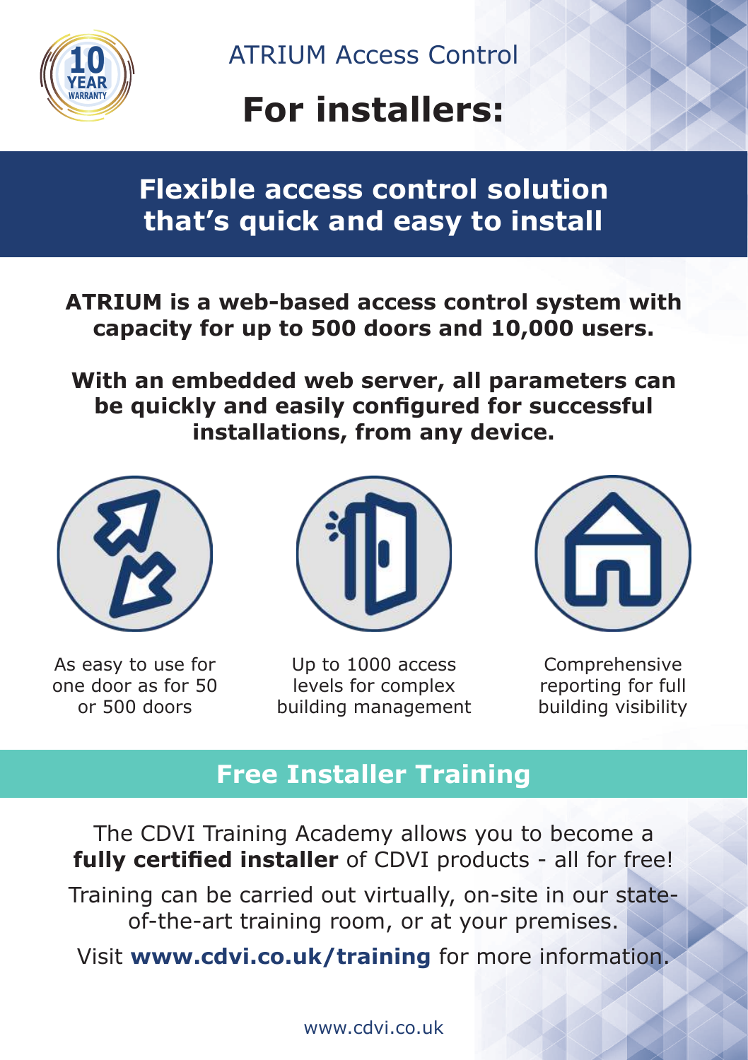10 YEAR WARRANTY

ATRIUM Access Control

# For installers:

## Flexible access control solution that's quick and easy to install

**ATRIUM is a web-based access control system with capacity for up to 500 doors and 10,000 users.**

**With an embedded web server, all parameters can be quickly and easily configured for successful installations, from any device.**

As easy to use for one door as for 50 or 500 doors

Up to 1000 access levels for complex building management

Comprehensive reporting for full building visibility

## Free Installer Training

The CDVI Training Academy allows you to become a **fully certified installer** of CDVI products - all for free!

Training can be carried out virtually, on-site in our state-of-the-art training room, or at your premises.

Visit **www.cdvi.co.uk/training** for more information.

www.cdvi.co.uk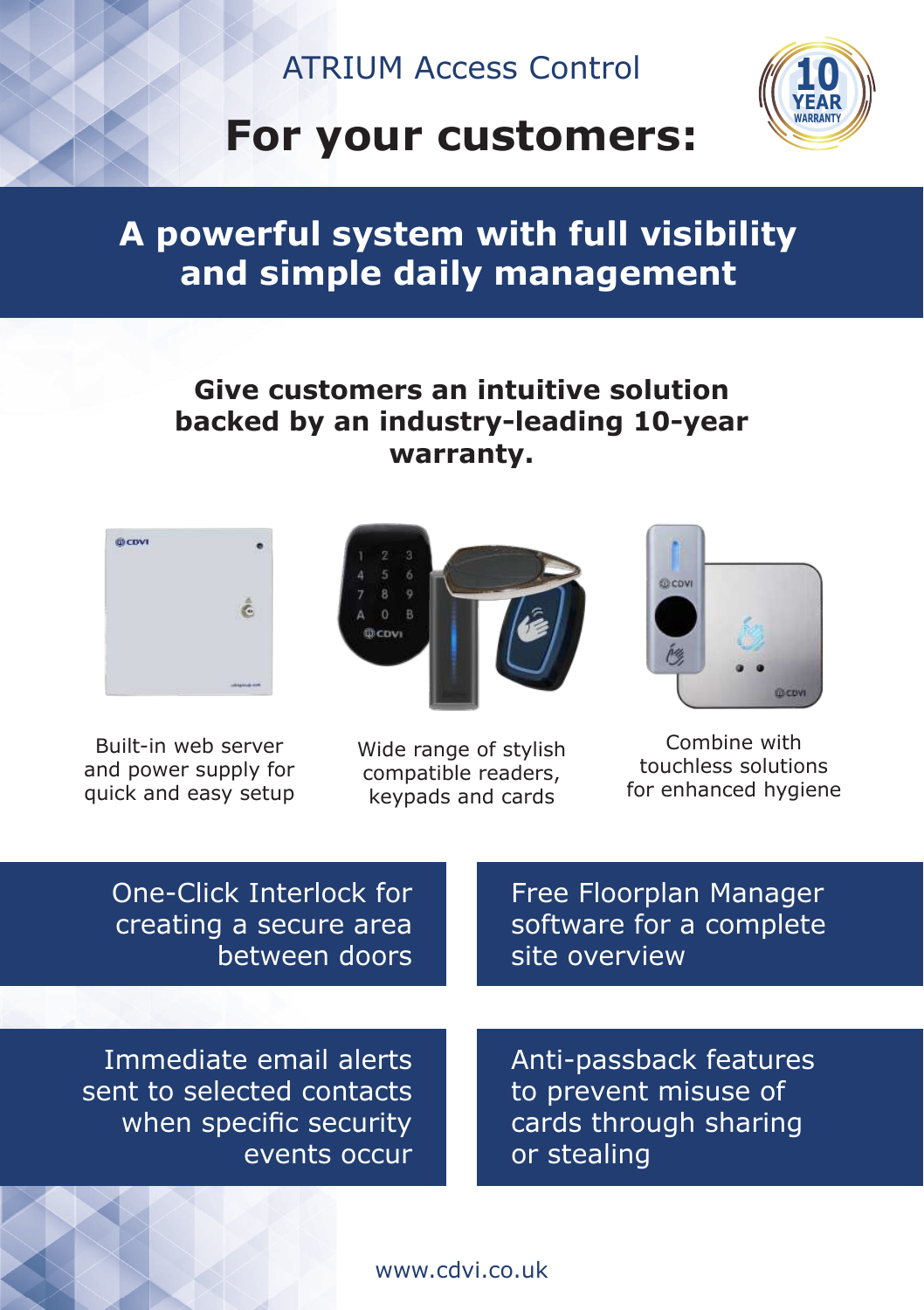ATRIUM Access Control

# For your customers:

10 YEAR WARRANTY

## A powerful system with full visibility and simple daily management

**Give customers an intuitive solution backed by an industry-leading 10-year warranty.**

Built-in web server and power supply for quick and easy setup

Wide range of stylish compatible readers, keypads and cards

Combine with touchless solutions for enhanced hygiene

One-Click Interlock for creating a secure area between doors

Free Floorplan Manager software for a complete site overview

Immediate email alerts sent to selected contacts when specific security events occur

Anti-passback features to prevent misuse of cards through sharing or stealing

www.cdvi.co.uk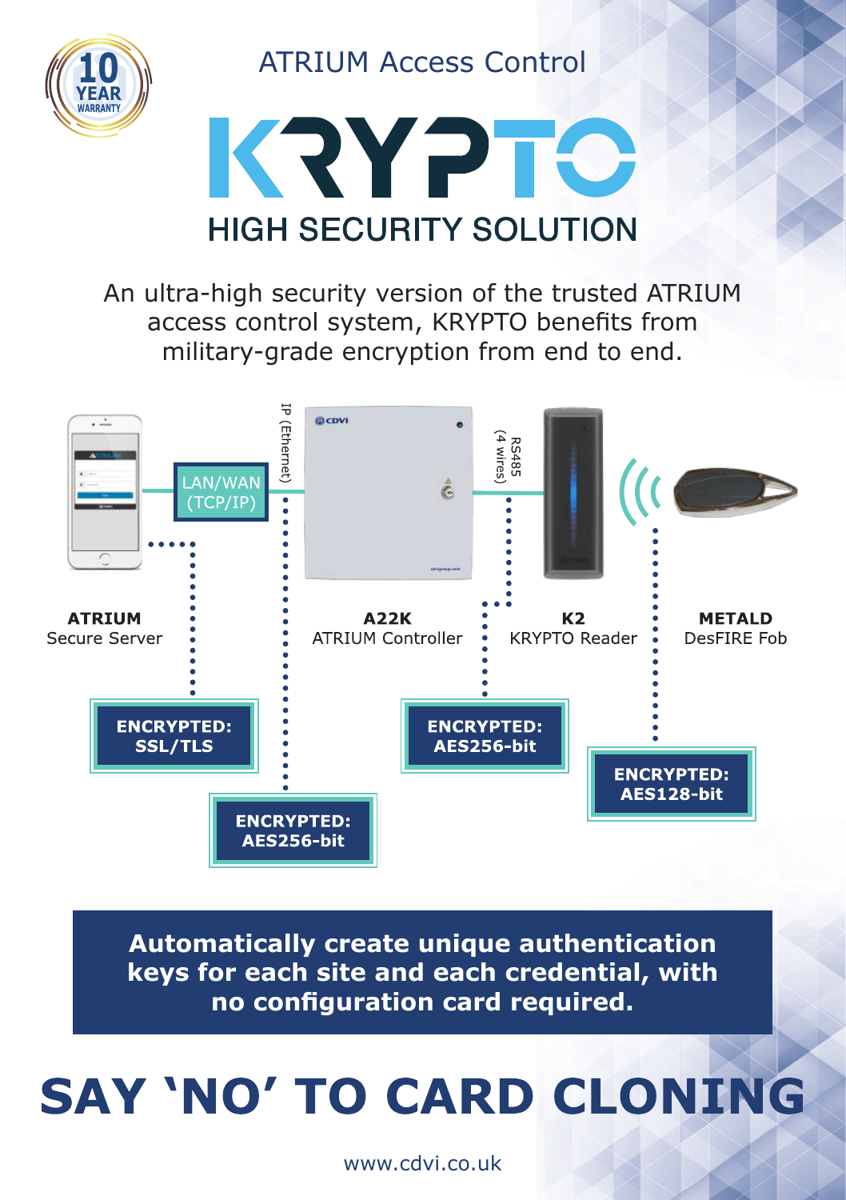10 YEAR WARRANTY

ATRIUM Access Control

# KRYPTO

## HIGH SECURITY SOLUTION

An ultra-high security version of the trusted ATRIUM access control system, KRYPTO benefits from military-grade encryption from end to end.

LAN/WAN (TCP/IP)

IP (Ethernet)

RS485 (4 wires)

**ATRIUM**
Secure Server

**A22K**
ATRIUM Controller

**K2**
KRYPTO Reader

**METALD**
DesFIRE Fob

**ENCRYPTED: SSL/TLS**

**ENCRYPTED: AES256-bit**

**ENCRYPTED: AES256-bit**

**ENCRYPTED: AES128-bit**

**Automatically create unique authentication keys for each site and each credential, with no configuration card required.**

# SAY 'NO' TO CARD CLONING

www.cdvi.co.uk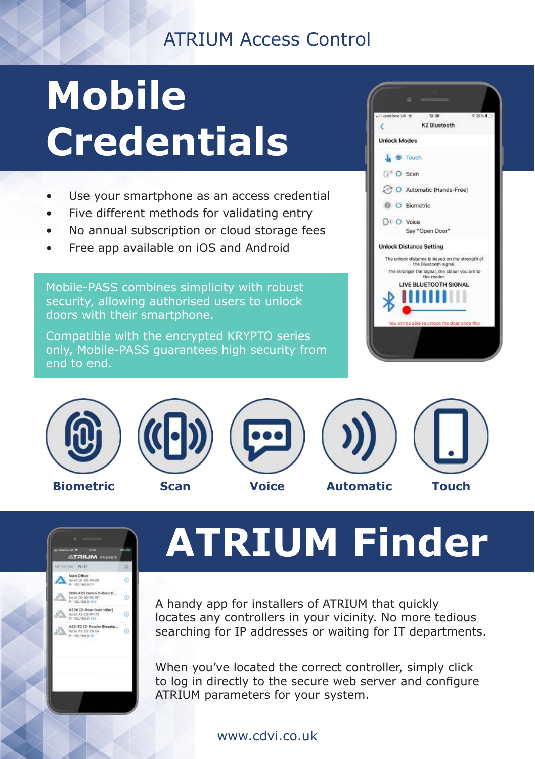ATRIUM Access Control

# Mobile Credentials

- Use your smartphone as an access credential
- Five different methods for validating entry
- No annual subscription or cloud storage fees
- Free app available on iOS and Android

Mobile-PASS combines simplicity with robust security, allowing authorised users to unlock doors with their smartphone.

Compatible with the encrypted KRYPTO series only, Mobile-PASS guarantees high security from end to end.

**Biometric** **Scan** **Voice** **Automatic** **Touch**

# ATRIUM Finder

A handy app for installers of ATRIUM that quickly locates any controllers in your vicinity. No more tedious searching for IP addresses or waiting for IT departments.

When you've located the correct controller, simply click to log in directly to the secure web server and configure ATRIUM parameters for your system.

www.cdvi.co.uk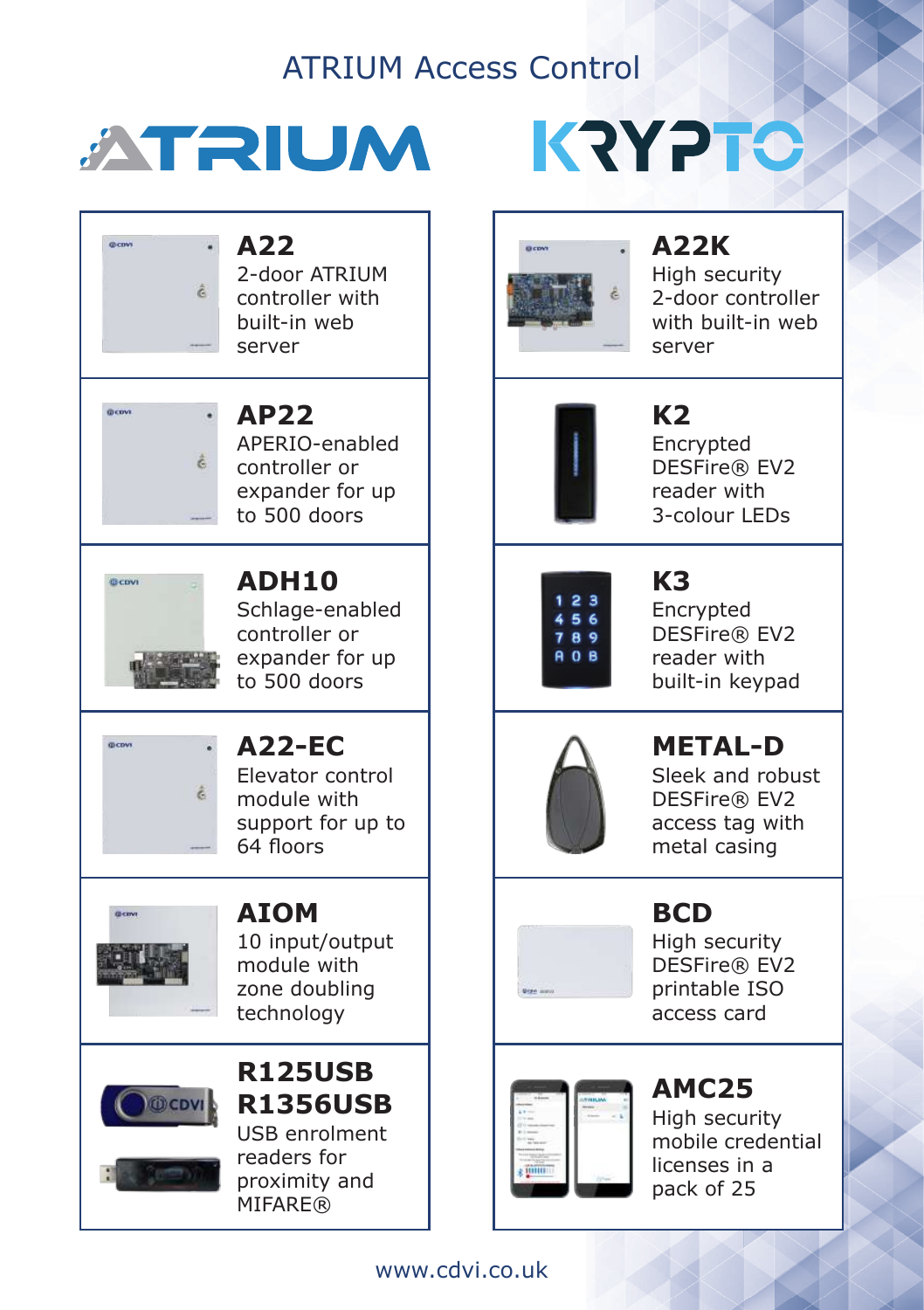# ATRIUM Access Control

## ATRIUM

### A22
2-door ATRIUM controller with built-in web server

### AP22
APERIO-enabled controller or expander for up to 500 doors

### ADH10
Schlage-enabled controller or expander for up to 500 doors

### A22-EC
Elevator control module with support for up to 64 floors

### AIOM
10 input/output module with zone doubling technology

### R125USB R1356USB
USB enrolment readers for proximity and MIFARE®

## KRYPTO

### A22K
High security 2-door controller with built-in web server

### K2
Encrypted DESFire® EV2 reader with 3-colour LEDs

### K3
Encrypted DESFire® EV2 reader with built-in keypad

### METAL-D
Sleek and robust DESFire® EV2 access tag with metal casing

### BCD
High security DESFire® EV2 printable ISO access card

### AMC25
High security mobile credential licenses in a pack of 25

www.cdvi.co.uk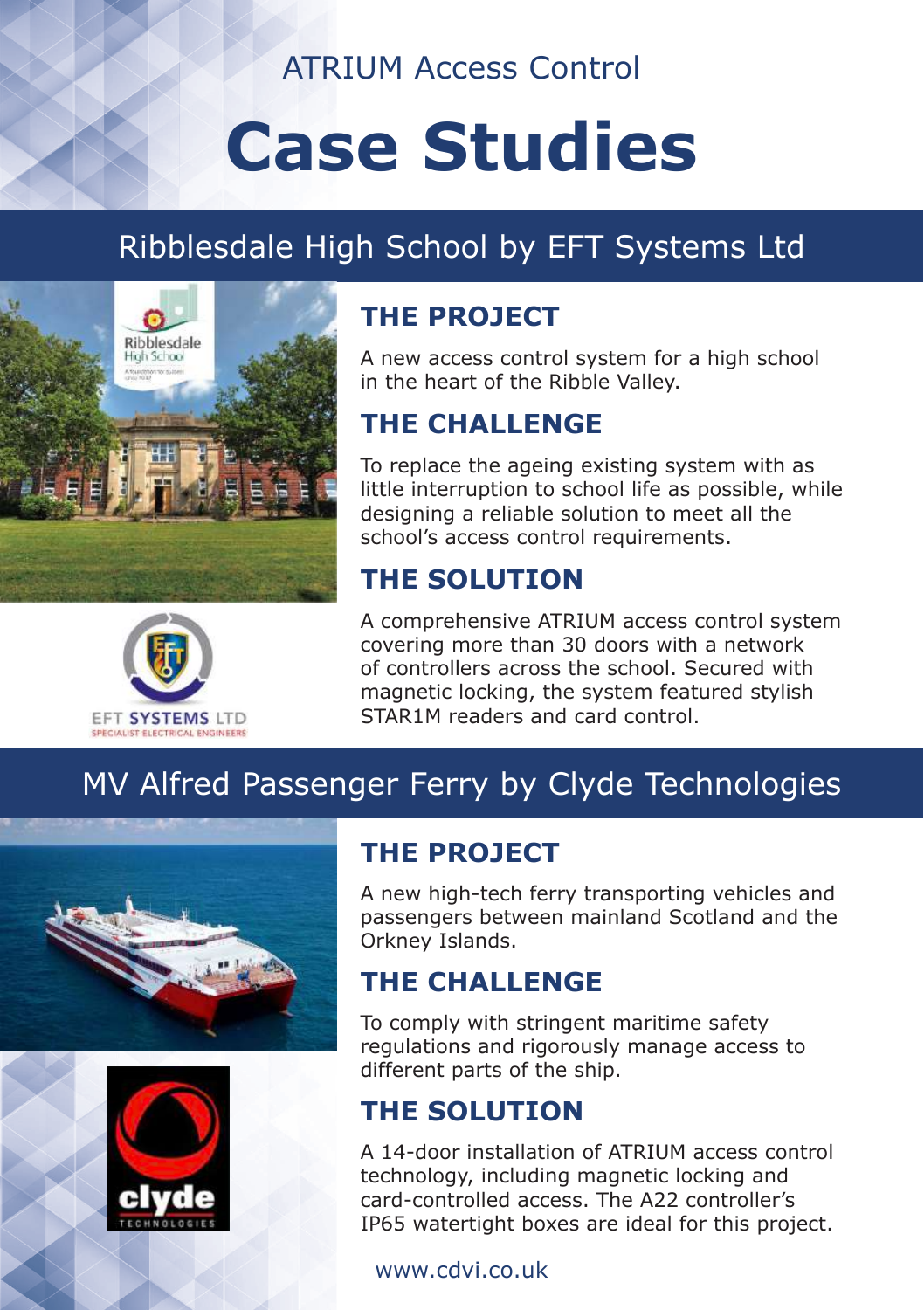ATRIUM Access Control

# Case Studies

## Ribblesdale High School by EFT Systems Ltd

### THE PROJECT

A new access control system for a high school in the heart of the Ribble Valley.

### THE CHALLENGE

To replace the ageing existing system with as little interruption to school life as possible, while designing a reliable solution to meet all the school's access control requirements.

### THE SOLUTION

A comprehensive ATRIUM access control system covering more than 30 doors with a network of controllers across the school. Secured with magnetic locking, the system featured stylish STAR1M readers and card control.

## MV Alfred Passenger Ferry by Clyde Technologies

### THE PROJECT

A new high-tech ferry transporting vehicles and passengers between mainland Scotland and the Orkney Islands.

### THE CHALLENGE

To comply with stringent maritime safety regulations and rigorously manage access to different parts of the ship.

### THE SOLUTION

A 14-door installation of ATRIUM access control technology, including magnetic locking and card-controlled access. The A22 controller's IP65 watertight boxes are ideal for this project.

www.cdvi.co.uk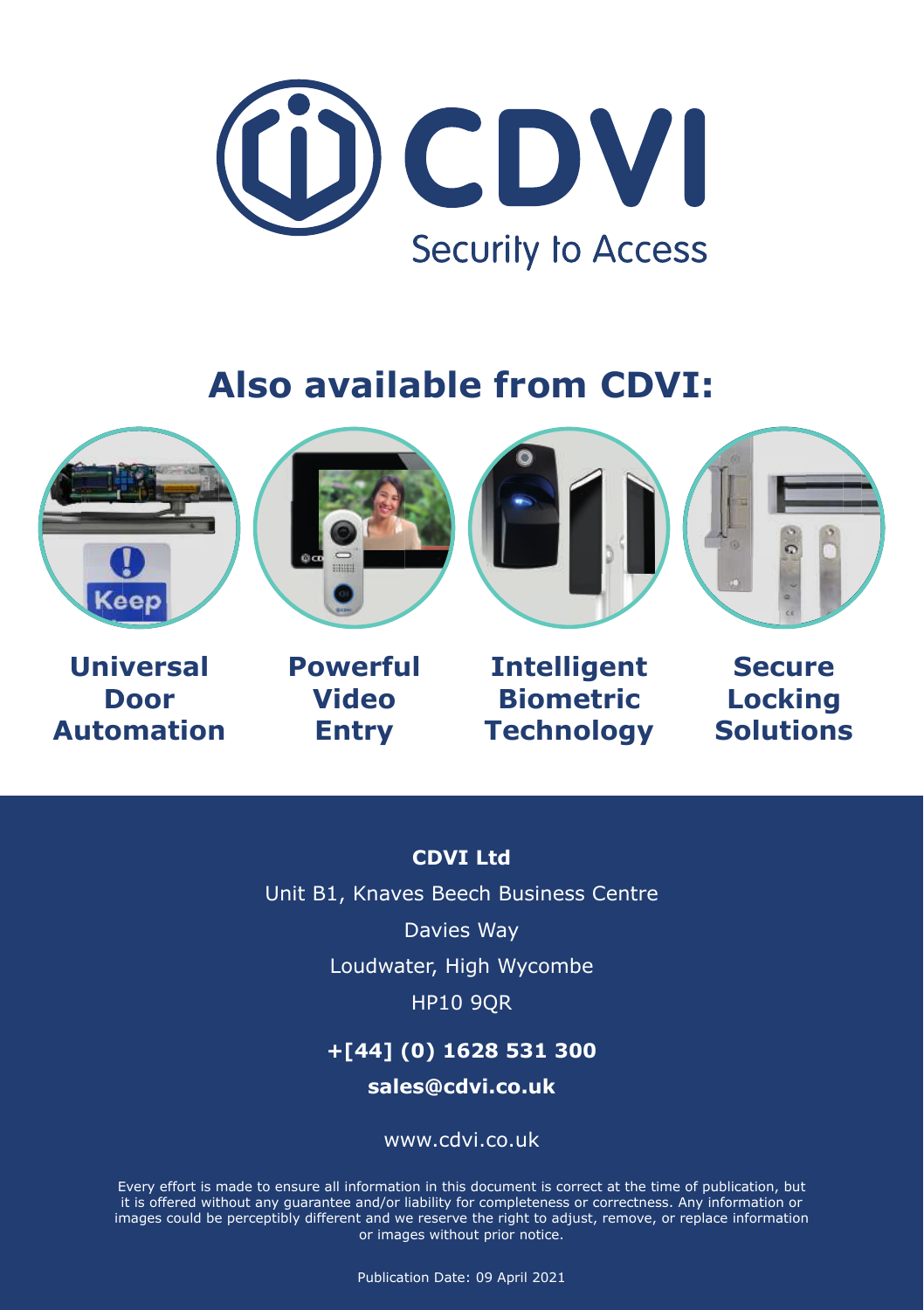# CDVI

Security to Access

## Also available from CDVI:

**Universal Door Automation**

**Powerful Video Entry**

**Intelligent Biometric Technology**

**Secure Locking Solutions**

**CDVI Ltd**

Unit B1, Knaves Beech Business Centre

Davies Way

Loudwater, High Wycombe

HP10 9QR

**+[44] (0) 1628 531 300**

**sales@cdvi.co.uk**

www.cdvi.co.uk

Every effort is made to ensure all information in this document is correct at the time of publication, but it is offered without any guarantee and/or liability for completeness or correctness. Any information or images could be perceptibly different and we reserve the right to adjust, remove, or replace information or images without prior notice.

Publication Date: 09 April 2021